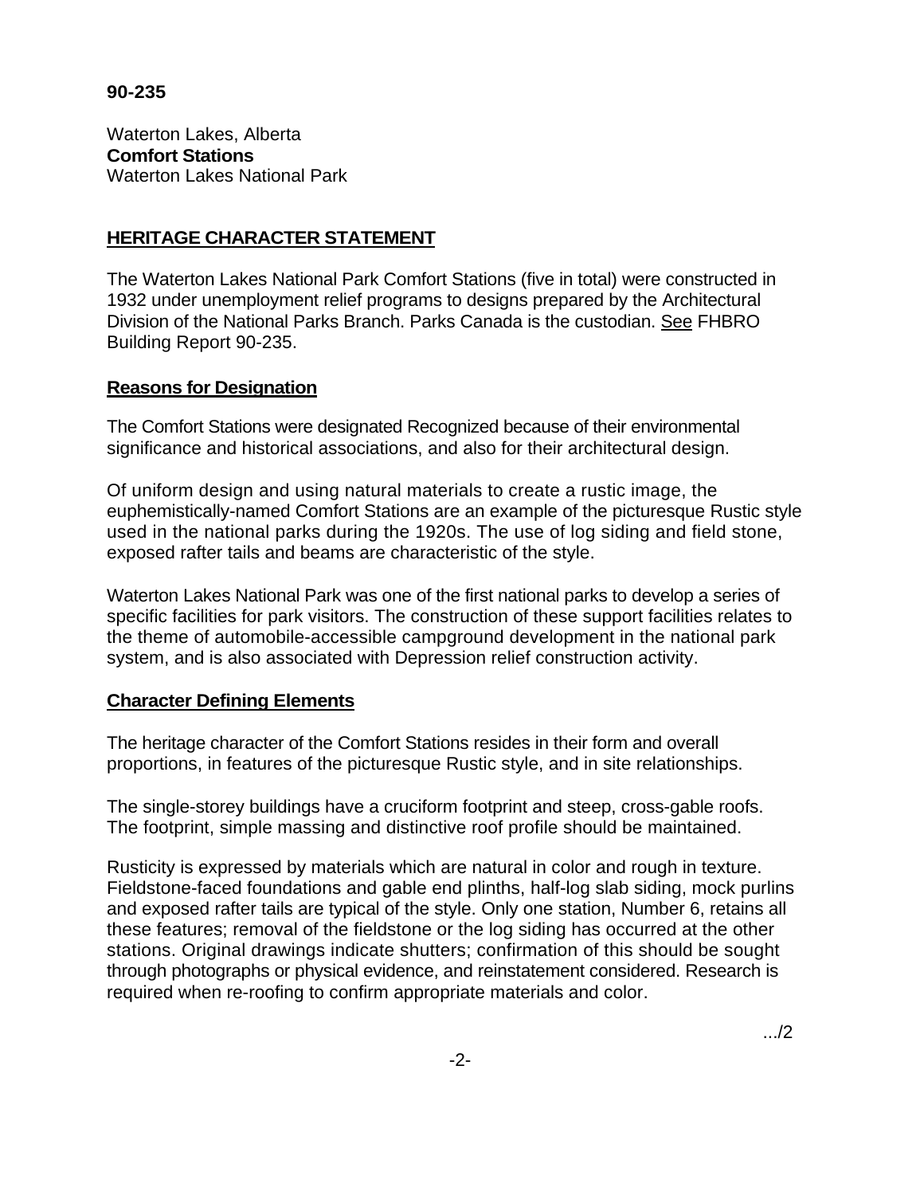**90-235**

Waterton Lakes, Alberta
**Comfort Stations**
Waterton Lakes National Park

## HERITAGE CHARACTER STATEMENT

The Waterton Lakes National Park Comfort Stations (five in total) were constructed in 1932 under unemployment relief programs to designs prepared by the Architectural Division of the National Parks Branch. Parks Canada is the custodian. See FHBRO Building Report 90-235.

### Reasons for Designation

The Comfort Stations were designated Recognized because of their environmental significance and historical associations, and also for their architectural design.

Of uniform design and using natural materials to create a rustic image, the euphemistically-named Comfort Stations are an example of the picturesque Rustic style used in the national parks during the 1920s. The use of log siding and field stone, exposed rafter tails and beams are characteristic of the style.

Waterton Lakes National Park was one of the first national parks to develop a series of specific facilities for park visitors. The construction of these support facilities relates to the theme of automobile-accessible campground development in the national park system, and is also associated with Depression relief construction activity.

### Character Defining Elements

The heritage character of the Comfort Stations resides in their form and overall proportions, in features of the picturesque Rustic style, and in site relationships.

The single-storey buildings have a cruciform footprint and steep, cross-gable roofs. The footprint, simple massing and distinctive roof profile should be maintained.

Rusticity is expressed by materials which are natural in color and rough in texture. Fieldstone-faced foundations and gable end plinths, half-log slab siding, mock purlins and exposed rafter tails are typical of the style. Only one station, Number 6, retains all these features; removal of the fieldstone or the log siding has occurred at the other stations. Original drawings indicate shutters; confirmation of this should be sought through photographs or physical evidence, and reinstatement considered. Research is required when re-roofing to confirm appropriate materials and color.

.../2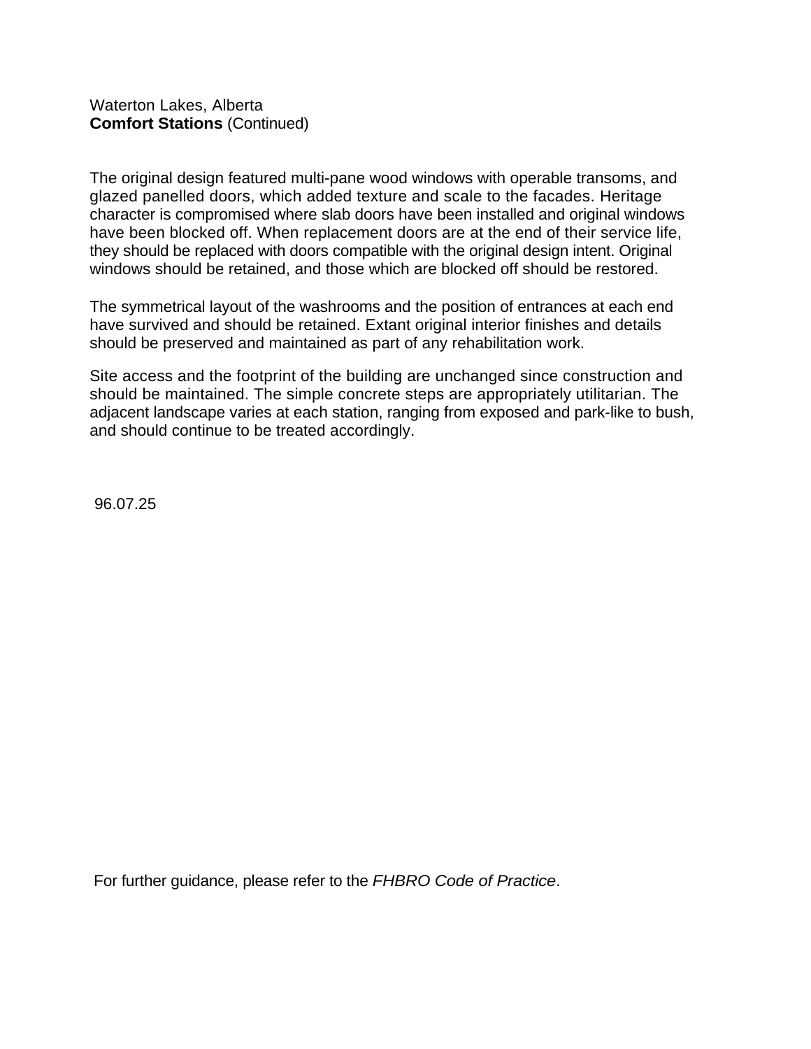Waterton Lakes, Alberta
**Comfort Stations** (Continued)

The original design featured multi-pane wood windows with operable transoms, and glazed panelled doors, which added texture and scale to the facades. Heritage character is compromised where slab doors have been installed and original windows have been blocked off. When replacement doors are at the end of their service life, they should be replaced with doors compatible with the original design intent. Original windows should be retained, and those which are blocked off should be restored.

The symmetrical layout of the washrooms and the position of entrances at each end have survived and should be retained. Extant original interior finishes and details should be preserved and maintained as part of any rehabilitation work.

Site access and the footprint of the building are unchanged since construction and should be maintained. The simple concrete steps are appropriately utilitarian. The adjacent landscape varies at each station, ranging from exposed and park-like to bush, and should continue to be treated accordingly.

96.07.25

For further guidance, please refer to the *FHBRO Code of Practice*.